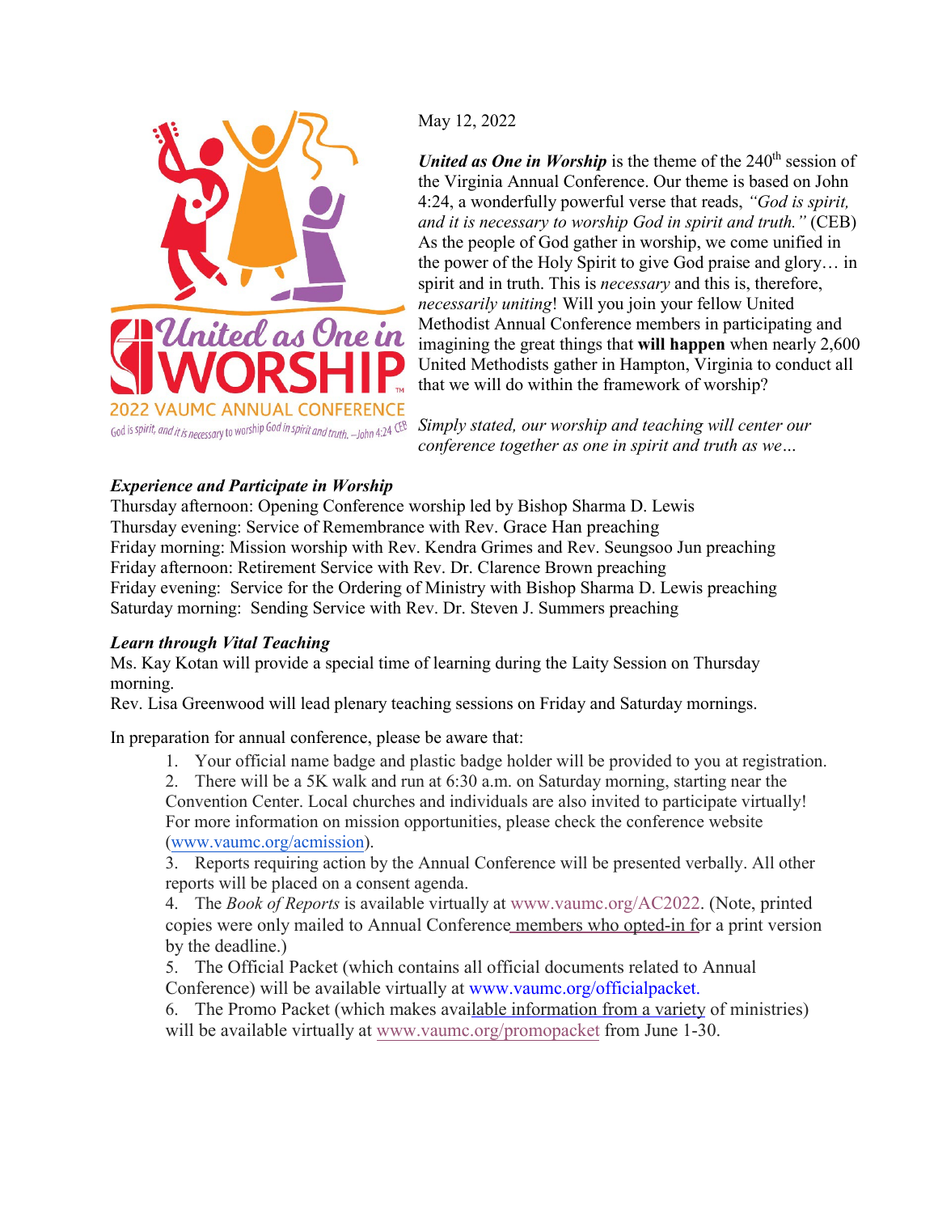United as One in WORSHIP
2022 VAUMC ANNUAL CONFERENCE
God is spirit, and it is necessary to worship God in spirit and truth. –John 4:24 CEB

May 12, 2022

***United as One in Worship*** is the theme of the 240th session of the Virginia Annual Conference. Our theme is based on John 4:24, a wonderfully powerful verse that reads, *"God is spirit, and it is necessary to worship God in spirit and truth."* (CEB) As the people of God gather in worship, we come unified in the power of the Holy Spirit to give God praise and glory… in spirit and in truth. This is *necessary* and this is, therefore, *necessarily uniting*! Will you join your fellow United Methodist Annual Conference members in participating and imagining the great things that **will happen** when nearly 2,600 United Methodists gather in Hampton, Virginia to conduct all that we will do within the framework of worship?

*Simply stated, our worship and teaching will center our conference together as one in spirit and truth as we…*

***Experience and Participate in Worship***

Thursday afternoon: Opening Conference worship led by Bishop Sharma D. Lewis
Thursday evening: Service of Remembrance with Rev. Grace Han preaching
Friday morning: Mission worship with Rev. Kendra Grimes and Rev. Seungsoo Jun preaching
Friday afternoon: Retirement Service with Rev. Dr. Clarence Brown preaching
Friday evening: Service for the Ordering of Ministry with Bishop Sharma D. Lewis preaching
Saturday morning: Sending Service with Rev. Dr. Steven J. Summers preaching

***Learn through Vital Teaching***

Ms. Kay Kotan will provide a special time of learning during the Laity Session on Thursday morning.
Rev. Lisa Greenwood will lead plenary teaching sessions on Friday and Saturday mornings.

In preparation for annual conference, please be aware that:

1. Your official name badge and plastic badge holder will be provided to you at registration.
2. There will be a 5K walk and run at 6:30 a.m. on Saturday morning, starting near the Convention Center. Local churches and individuals are also invited to participate virtually! For more information on mission opportunities, please check the conference website (www.vaumc.org/acmission).
3. Reports requiring action by the Annual Conference will be presented verbally. All other reports will be placed on a consent agenda.
4. The *Book of Reports* is available virtually at www.vaumc.org/AC2022. (Note, printed copies were only mailed to Annual Conference members who opted-in for a print version by the deadline.)
5. The Official Packet (which contains all official documents related to Annual Conference) will be available virtually at www.vaumc.org/officialpacket.
6. The Promo Packet (which makes available information from a variety of ministries) will be available virtually at www.vaumc.org/promopacket from June 1-30.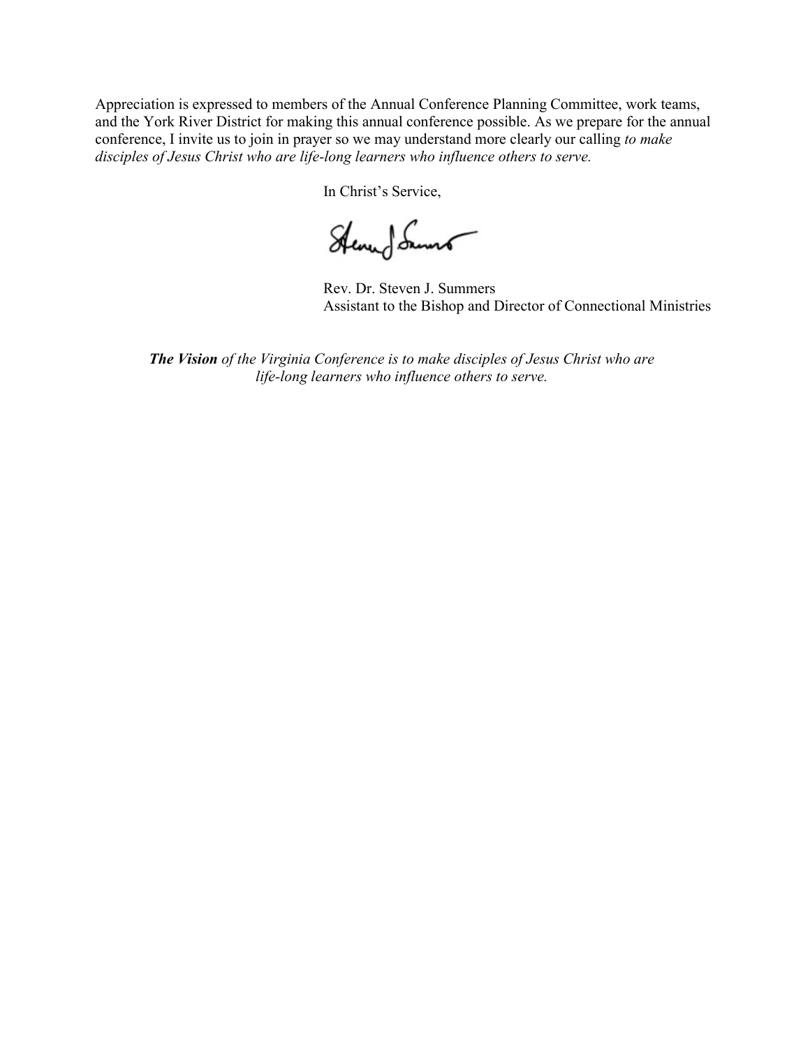Appreciation is expressed to members of the Annual Conference Planning Committee, work teams, and the York River District for making this annual conference possible. As we prepare for the annual conference, I invite us to join in prayer so we may understand more clearly our calling *to make disciples of Jesus Christ who are life-long learners who influence others to serve.*

In Christ's Service,

Rev. Dr. Steven J. Summers
Assistant to the Bishop and Director of Connectional Ministries

***The Vision*** *of the Virginia Conference is to make disciples of Jesus Christ who are life-long learners who influence others to serve.*